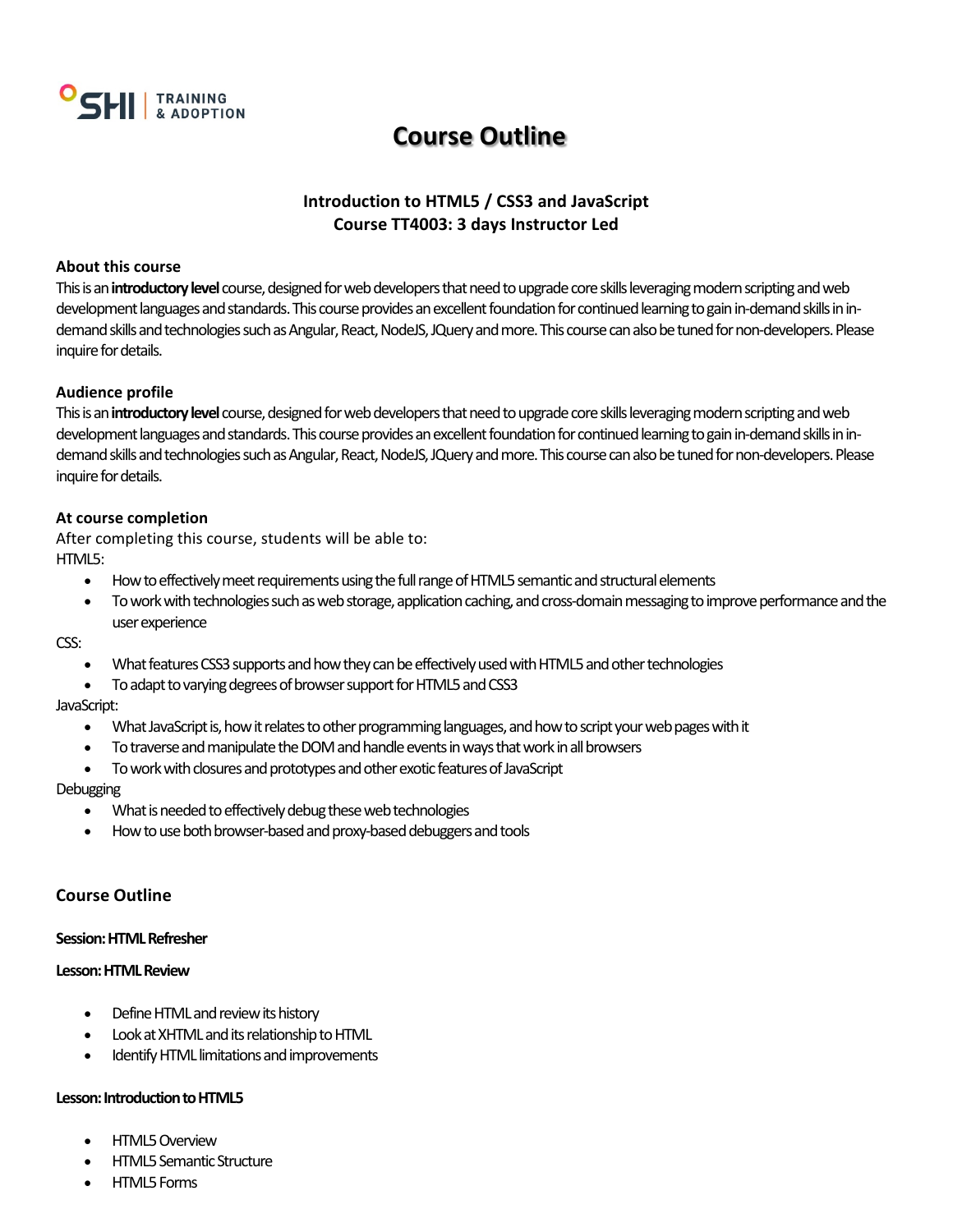// SHI | TRAINING & ADOPTION

# Course Outline

### Introduction to HTML5 / CSS3 and JavaScript
### Course TT4003: 3 days Instructor Led

**About this course**

This is an **introductory level** course, designed for web developers that need to upgrade core skills leveraging modern scripting and web development languages and standards. This course provides an excellent foundation for continued learning to gain in-demand skills in in-demand skills and technologies such as Angular, React, NodeJS, JQuery and more. This course can also be tuned for non-developers. Please inquire for details.

**Audience profile**

This is an **introductory level** course, designed for web developers that need to upgrade core skills leveraging modern scripting and web development languages and standards. This course provides an excellent foundation for continued learning to gain in-demand skills in in-demand skills and technologies such as Angular, React, NodeJS, JQuery and more. This course can also be tuned for non-developers. Please inquire for details.

**At course completion**

After completing this course, students will be able to:

HTML5:

- How to effectively meet requirements using the full range of HTML5 semantic and structural elements
- To work with technologies such as web storage, application caching, and cross-domain messaging to improve performance and the user experience

CSS:

- What features CSS3 supports and how they can be effectively used with HTML5 and other technologies
- To adapt to varying degrees of browser support for HTML5 and CSS3

JavaScript:

- What JavaScript is, how it relates to other programming languages, and how to script your web pages with it
- To traverse and manipulate the DOM and handle events in ways that work in all browsers
- To work with closures and prototypes and other exotic features of JavaScript

Debugging

- What is needed to effectively debug these web technologies
- How to use both browser-based and proxy-based debuggers and tools

## Course Outline

**Session: HTML Refresher**

**Lesson: HTML Review**

- Define HTML and review its history
- Look at XHTML and its relationship to HTML
- Identify HTML limitations and improvements

**Lesson: Introduction to HTML5**

- HTML5 Overview
- HTML5 Semantic Structure
- HTML5 Forms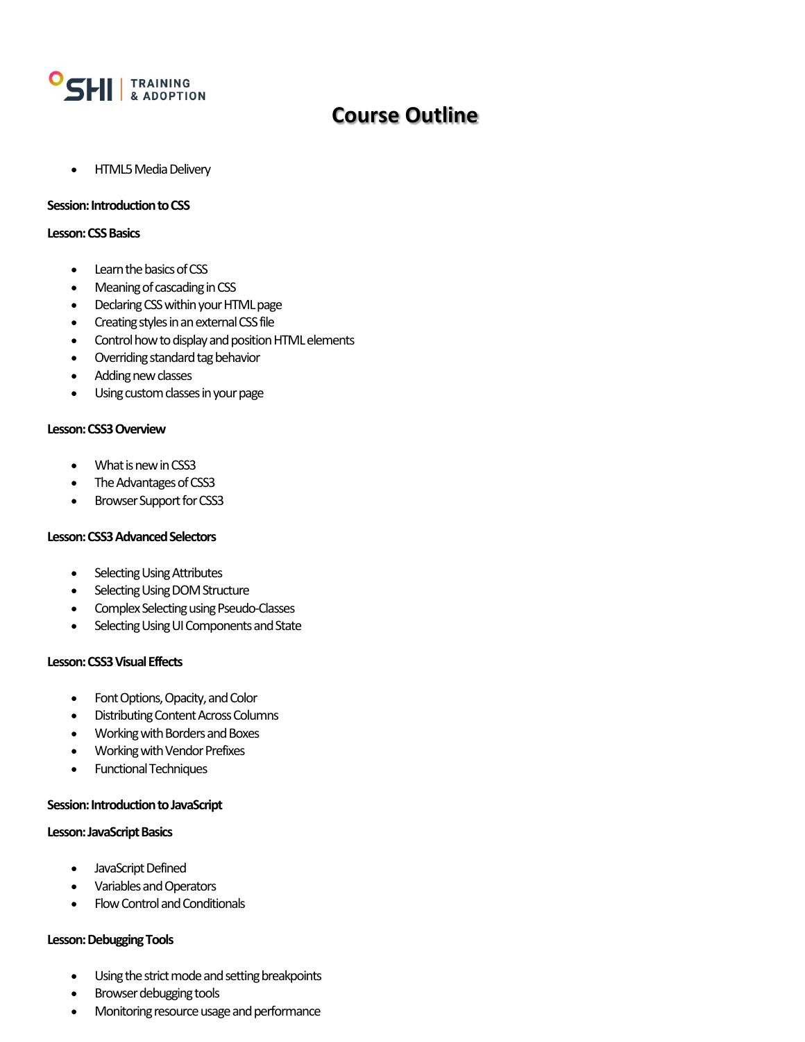- HTML5 Media Delivery

**Session: Introduction to CSS**

**Lesson: CSS Basics**

- Learn the basics of CSS
- Meaning of cascading in CSS
- Declaring CSS within your HTML page
- Creating styles in an external CSS file
- Control how to display and position HTML elements
- Overriding standard tag behavior
- Adding new classes
- Using custom classes in your page

**Lesson: CSS3 Overview**

- What is new in CSS3
- The Advantages of CSS3
- Browser Support for CSS3

**Lesson: CSS3 Advanced Selectors**

- Selecting Using Attributes
- Selecting Using DOM Structure
- Complex Selecting using Pseudo-Classes
- Selecting Using UI Components and State

**Lesson: CSS3 Visual Effects**

- Font Options, Opacity, and Color
- Distributing Content Across Columns
- Working with Borders and Boxes
- Working with Vendor Prefixes
- Functional Techniques

**Session: Introduction to JavaScript**

**Lesson: JavaScript Basics**

- JavaScript Defined
- Variables and Operators
- Flow Control and Conditionals

**Lesson: Debugging Tools**

- Using the strict mode and setting breakpoints
- Browser debugging tools
- Monitoring resource usage and performance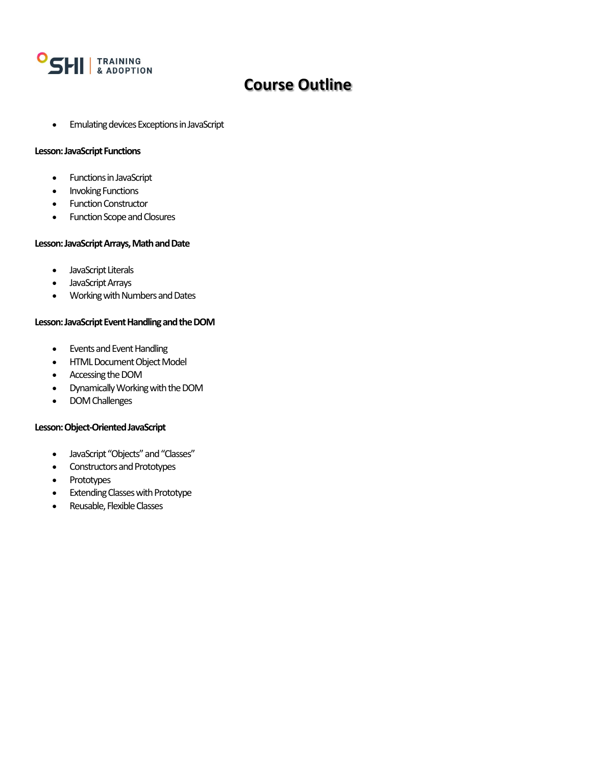- Emulating devices Exceptions in JavaScript

**Lesson: JavaScript Functions**

- Functions in JavaScript
- Invoking Functions
- Function Constructor
- Function Scope and Closures

**Lesson: JavaScript Arrays, Math and Date**

- JavaScript Literals
- JavaScript Arrays
- Working with Numbers and Dates

**Lesson: JavaScript Event Handling and the DOM**

- Events and Event Handling
- HTML Document Object Model
- Accessing the DOM
- Dynamically Working with the DOM
- DOM Challenges

**Lesson: Object-Oriented JavaScript**

- JavaScript "Objects" and "Classes"
- Constructors and Prototypes
- Prototypes
- Extending Classes with Prototype
- Reusable, Flexible Classes